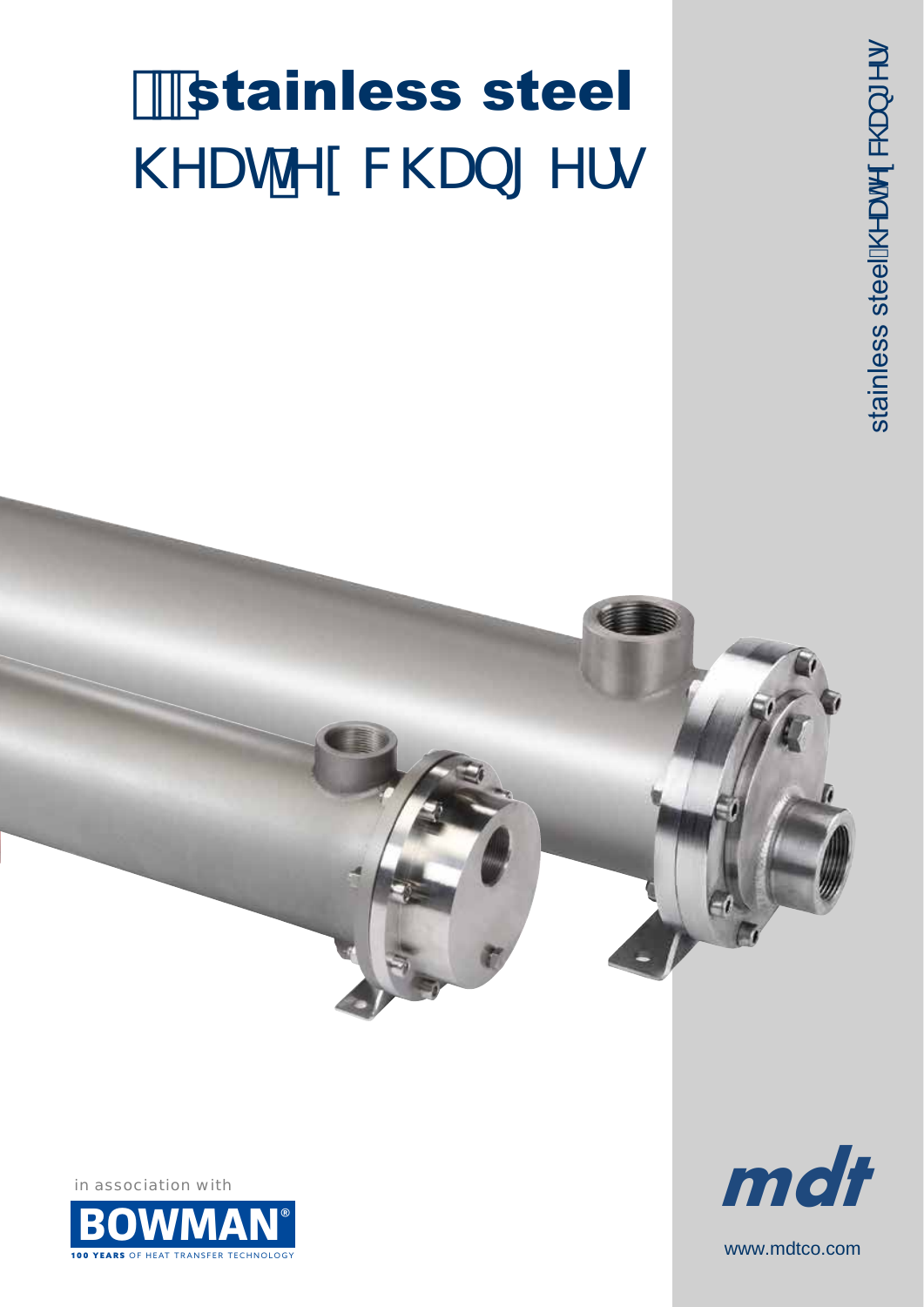# stainless steel

## KHDW H[FKDQJHUV

in association with

**BOWMAN®**

100 YEARS OF HEAT TRANSFER TECHNOLOGY

*mdt*

www.mdtco.com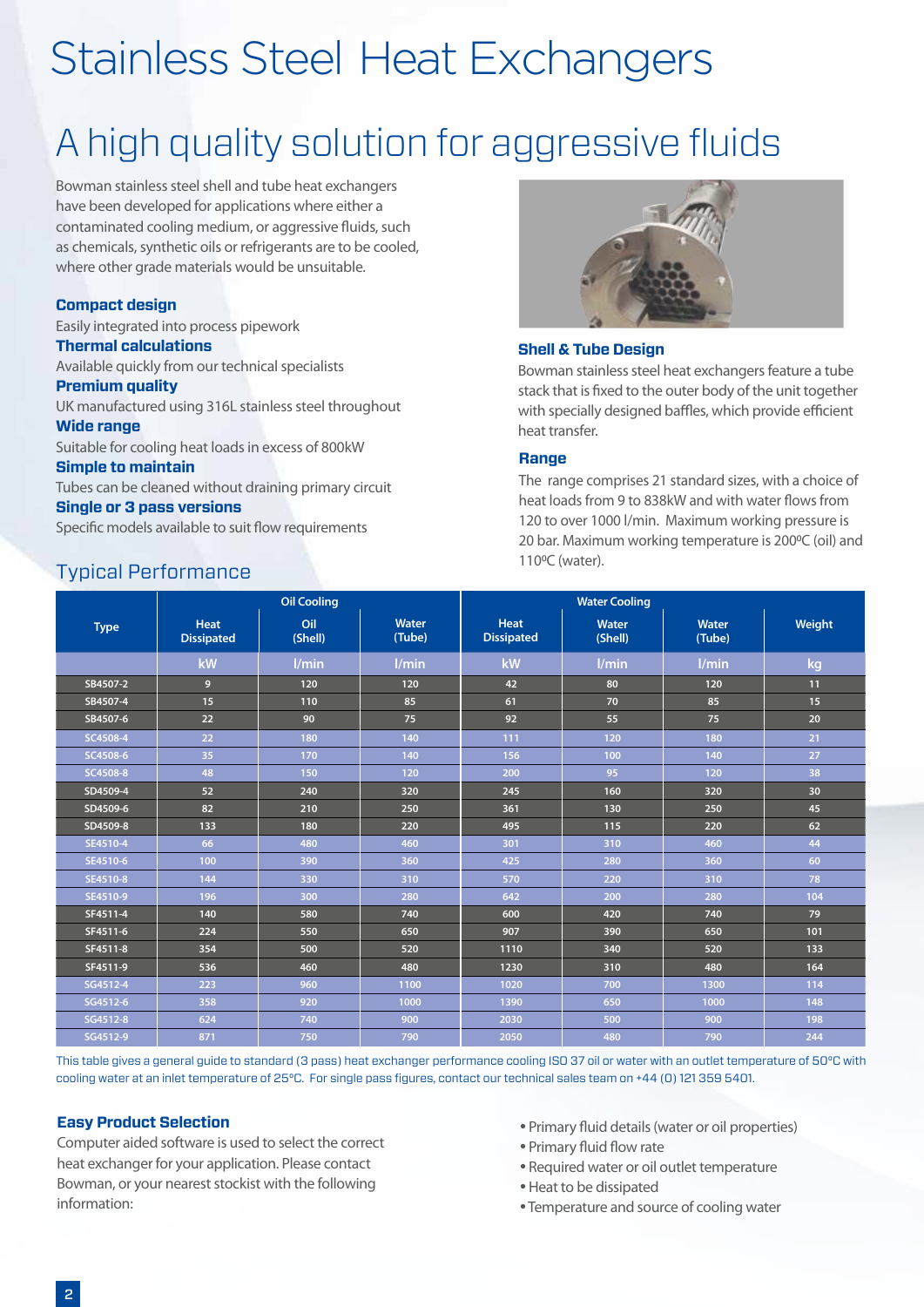# Stainless Steel Heat Exchangers

## A high quality solution for aggressive fluids

Bowman stainless steel shell and tube heat exchangers have been developed for applications where either a contaminated cooling medium, or aggressive fluids, such as chemicals, synthetic oils or refrigerants are to be cooled, where other grade materials would be unsuitable.

**Compact design**
Easily integrated into process pipework

**Thermal calculations**
Available quickly from our technical specialists

**Premium quality**
UK manufactured using 316L stainless steel throughout

**Wide range**
Suitable for cooling heat loads in excess of 800kW

**Simple to maintain**
Tubes can be cleaned without draining primary circuit

**Single or 3 pass versions**
Specific models available to suit flow requirements

**Shell & Tube Design**

Bowman stainless steel heat exchangers feature a tube stack that is fixed to the outer body of the unit together with specially designed baffles, which provide efficient heat transfer.

**Range**

The range comprises 21 standard sizes, with a choice of heat loads from 9 to 838kW and with water flows from 120 to over 1000 l/min. Maximum working pressure is 20 bar. Maximum working temperature is 200ºC (oil) and 110ºC (water).

## Typical Performance

| Type | Oil Cooling | | | Water Cooling | | | Weight |
|---|---|---|---|---|---|---|---|
| | Heat Dissipated | Oil (Shell) | Water (Tube) | Heat Dissipated | Water (Shell) | Water (Tube) | |
| | kW | l/min | l/min | kW | l/min | l/min | kg |
| SB4507-2 | 9 | 120 | 120 | 42 | 80 | 120 | 11 |
| SB4507-4 | 15 | 110 | 85 | 61 | 70 | 85 | 15 |
| SB4507-6 | 22 | 90 | 75 | 92 | 55 | 75 | 20 |
| SC4508-4 | 22 | 180 | 140 | 111 | 120 | 180 | 21 |
| SC4508-6 | 35 | 170 | 140 | 156 | 100 | 140 | 27 |
| SC4508-8 | 48 | 150 | 120 | 200 | 95 | 120 | 38 |
| SD4509-4 | 52 | 240 | 320 | 245 | 160 | 320 | 30 |
| SD4509-6 | 82 | 210 | 250 | 361 | 130 | 250 | 45 |
| SD4509-8 | 133 | 180 | 220 | 495 | 115 | 220 | 62 |
| SE4510-4 | 66 | 480 | 460 | 301 | 310 | 460 | 44 |
| SE4510-6 | 100 | 390 | 360 | 425 | 280 | 360 | 60 |
| SE4510-8 | 144 | 330 | 310 | 570 | 220 | 310 | 78 |
| SE4510-9 | 196 | 300 | 280 | 642 | 200 | 280 | 104 |
| SF4511-4 | 140 | 580 | 740 | 600 | 420 | 740 | 79 |
| SF4511-6 | 224 | 550 | 650 | 907 | 390 | 650 | 101 |
| SF4511-8 | 354 | 500 | 520 | 1110 | 340 | 520 | 133 |
| SF4511-9 | 536 | 460 | 480 | 1230 | 310 | 480 | 164 |
| SG4512-4 | 223 | 960 | 1100 | 1020 | 700 | 1300 | 114 |
| SG4512-6 | 358 | 920 | 1000 | 1390 | 650 | 1000 | 148 |
| SG4512-8 | 624 | 740 | 900 | 2030 | 500 | 900 | 198 |
| SG4512-9 | 871 | 750 | 790 | 2050 | 480 | 790 | 244 |

This table gives a general guide to standard (3 pass) heat exchanger performance cooling ISO 37 oil or water with an outlet temperature of 50°C with cooling water at an inlet temperature of 25°C. For single pass figures, contact our technical sales team on +44 (0) 121 359 5401.

**Easy Product Selection**

Computer aided software is used to select the correct heat exchanger for your application. Please contact Bowman, or your nearest stockist with the following information:

- Primary fluid details (water or oil properties)
- Primary fluid flow rate
- Required water or oil outlet temperature
- Heat to be dissipated
- Temperature and source of cooling water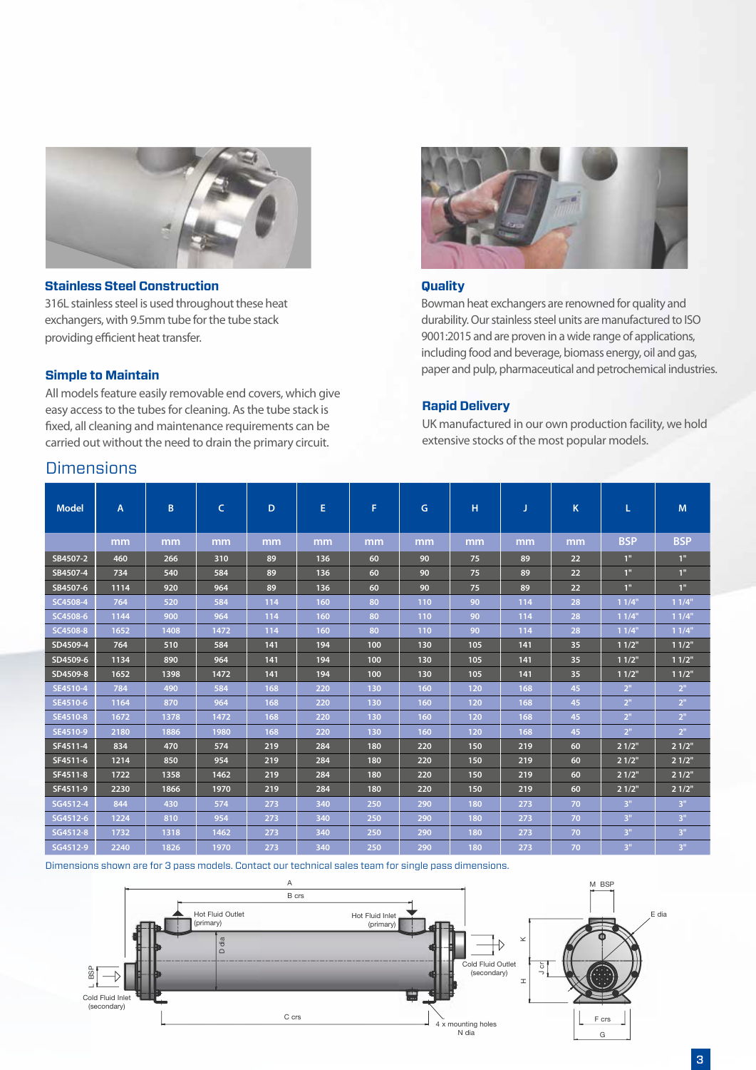### Stainless Steel Construction

316L stainless steel is used throughout these heat exchangers, with 9.5mm tube for the tube stack providing efficient heat transfer.

### Simple to Maintain

All models feature easily removable end covers, which give easy access to the tubes for cleaning. As the tube stack is fixed, all cleaning and maintenance requirements can be carried out without the need to drain the primary circuit.

### Quality

Bowman heat exchangers are renowned for quality and durability. Our stainless steel units are manufactured to ISO 9001:2015 and are proven in a wide range of applications, including food and beverage, biomass energy, oil and gas, paper and pulp, pharmaceutical and petrochemical industries.

### Rapid Delivery

UK manufactured in our own production facility, we hold extensive stocks of the most popular models.

## Dimensions

| Model | A | B | C | D | E | F | G | H | J | K | L | M |
|---|---|---|---|---|---|---|---|---|---|---|---|---|
| | mm | mm | mm | mm | mm | mm | mm | mm | mm | mm | BSP | BSP |
| SB4507-2 | 460 | 266 | 310 | 89 | 136 | 60 | 90 | 75 | 89 | 22 | 1" | 1" |
| SB4507-4 | 734 | 540 | 584 | 89 | 136 | 60 | 90 | 75 | 89 | 22 | 1" | 1" |
| SB4507-6 | 1114 | 920 | 964 | 89 | 136 | 60 | 90 | 75 | 89 | 22 | 1" | 1" |
| SC4508-4 | 764 | 520 | 584 | 114 | 160 | 80 | 110 | 90 | 114 | 28 | 1 1/4" | 1 1/4" |
| SC4508-6 | 1144 | 900 | 964 | 114 | 160 | 80 | 110 | 90 | 114 | 28 | 1 1/4" | 1 1/4" |
| SC4508-8 | 1652 | 1408 | 1472 | 114 | 160 | 80 | 110 | 90 | 114 | 28 | 1 1/4" | 1 1/4" |
| SD4509-4 | 764 | 510 | 584 | 141 | 194 | 100 | 130 | 105 | 141 | 35 | 1 1/2" | 1 1/2" |
| SD4509-6 | 1134 | 890 | 964 | 141 | 194 | 100 | 130 | 105 | 141 | 35 | 1 1/2" | 1 1/2" |
| SD4509-8 | 1652 | 1398 | 1472 | 141 | 194 | 100 | 130 | 105 | 141 | 35 | 1 1/2" | 1 1/2" |
| SE4510-4 | 784 | 490 | 584 | 168 | 220 | 130 | 160 | 120 | 168 | 45 | 2" | 2" |
| SE4510-6 | 1164 | 870 | 964 | 168 | 220 | 130 | 160 | 120 | 168 | 45 | 2" | 2" |
| SE4510-8 | 1672 | 1378 | 1472 | 168 | 220 | 130 | 160 | 120 | 168 | 45 | 2" | 2" |
| SE4510-9 | 2180 | 1886 | 1980 | 168 | 220 | 130 | 160 | 120 | 168 | 45 | 2" | 2" |
| SF4511-4 | 834 | 470 | 574 | 219 | 284 | 180 | 220 | 150 | 219 | 60 | 2 1/2" | 2 1/2" |
| SF4511-6 | 1214 | 850 | 954 | 219 | 284 | 180 | 220 | 150 | 219 | 60 | 2 1/2" | 2 1/2" |
| SF4511-8 | 1722 | 1358 | 1462 | 219 | 284 | 180 | 220 | 150 | 219 | 60 | 2 1/2" | 2 1/2" |
| SF4511-9 | 2230 | 1866 | 1970 | 219 | 284 | 180 | 220 | 150 | 219 | 60 | 2 1/2" | 2 1/2" |
| SG4512-4 | 844 | 430 | 574 | 273 | 340 | 250 | 290 | 180 | 273 | 70 | 3" | 3" |
| SG4512-6 | 1224 | 810 | 954 | 273 | 340 | 250 | 290 | 180 | 273 | 70 | 3" | 3" |
| SG4512-8 | 1732 | 1318 | 1462 | 273 | 340 | 250 | 290 | 180 | 273 | 70 | 3" | 3" |
| SG4512-9 | 2240 | 1826 | 1970 | 273 | 340 | 250 | 290 | 180 | 273 | 70 | 3" | 3" |

Dimensions shown are for 3 pass models. Contact our technical sales team for single pass dimensions.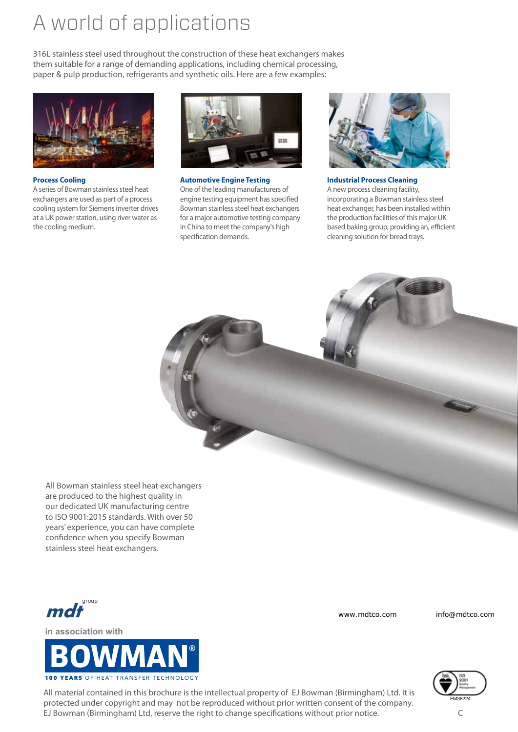# A world of applications

316L stainless steel used throughout the construction of these heat exchangers makes them suitable for a range of demanding applications, including chemical processing, paper & pulp production, refrigerants and synthetic oils. Here are a few examples:

**Process Cooling**
A series of Bowman stainless steel heat exchangers are used as part of a process cooling system for Siemens inverter drives at a UK power station, using river water as the cooling medium.

**Automotive Engine Testing**
One of the leading manufacturers of engine testing equipment has specified Bowman stainless steel heat exchangers for a major automotive testing company in China to meet the company's high specification demands.

**Industrial Process Cleaning**
A new process cleaning facility, incorporating a Bowman stainless steel heat exchanger, has been installed within the production facilities of this major UK based baking group, providing an, efficient cleaning solution for bread trays.

All Bowman stainless steel heat exchangers are produced to the highest quality in our dedicated UK manufacturing centre to ISO 9001:2015 standards. With over 50 years' experience, you can have complete confidence when you specify Bowman stainless steel heat exchangers.

mdt group

www.mdtco.com info@mdtco.com

in association with

BOWMAN®
100 YEARS OF HEAT TRANSFER TECHNOLOGY

All material contained in this brochure is the intellectual property of EJ Bowman (Birmingham) Ltd. It is protected under copyright and may not be reproduced without prior written consent of the company. EJ Bowman (Birmingham) Ltd, reserve the right to change specifications without prior notice.

bsi. ISO 9001 Quality Management FM38224

C